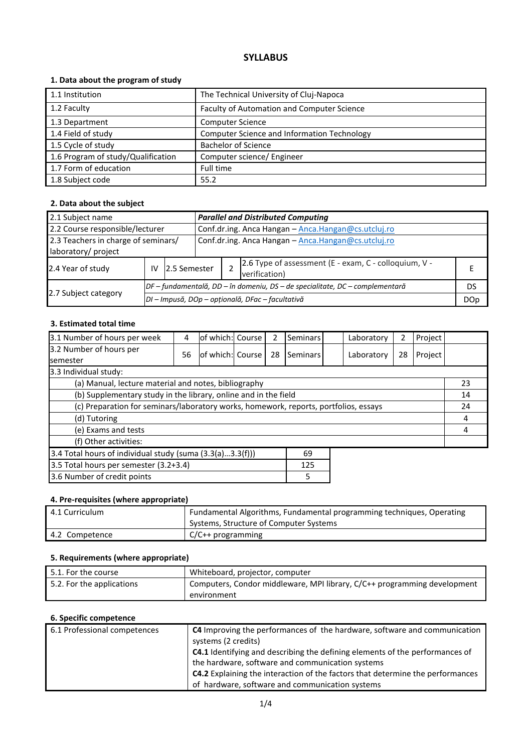# SYLLABUS

## 1. Data about the program of study

| | |
|---|---|
| 1.1 Institution | The Technical University of Cluj-Napoca |
| 1.2 Faculty | Faculty of Automation and Computer Science |
| 1.3 Department | Computer Science |
| 1.4 Field of study | Computer Science and Information Technology |
| 1.5 Cycle of study | Bachelor of Science |
| 1.6 Program of study/Qualification | Computer science/ Engineer |
| 1.7 Form of education | Full time |
| 1.8 Subject code | 55.2 |

## 2. Data about the subject

| | | | | | |
|---|---|---|---|---|---|
| 2.1 Subject name | ***Parallel and Distributed Computing*** | | | | |
| 2.2 Course responsible/lecturer | Conf.dr.ing. Anca Hangan – Anca.Hangan@cs.utcluj.ro | | | | |
| 2.3 Teachers in charge of seminars/ laboratory/ project | Conf.dr.ing. Anca Hangan – Anca.Hangan@cs.utcluj.ro | | | | |
| 2.4 Year of study | IV | 2.5 Semester | 2 | 2.6 Type of assessment (E - exam, C - colloquium, V - verification) | E |
| 2.7 Subject category | *DF – fundamentală, DD – în domeniu, DS – de specialitate, DC – complementară* | | | | DS |
| | *DI – Impusă, DOp – opțională, DFac – facultativă* | | | | DOp |

## 3. Estimated total time

| | | | | | | | | | |
|---|---|---|---|---|---|---|---|---|---|
| 3.1 Number of hours per week | 4 | of which: Course | 2 | Seminars | | Laboratory | 2 | Project | |
| 3.2 Number of hours per semester | 56 | of which: Course | 28 | Seminars | | Laboratory | 28 | Project | |
| 3.3 Individual study: | | | | | | | | | |
| (a) Manual, lecture material and notes, bibliography | | | | | | | | | 23 |
| (b) Supplementary study in the library, online and in the field | | | | | | | | | 14 |
| (c) Preparation for seminars/laboratory works, homework, reports, portfolios, essays | | | | | | | | | 24 |
| (d) Tutoring | | | | | | | | | 4 |
| (e) Exams and tests | | | | | | | | | 4 |
| (f) Other activities: | | | | | | | | | |

| | |
|---|---|
| 3.4 Total hours of individual study (suma (3.3(a)...3.3(f))) | 69 |
| 3.5 Total hours per semester (3.2+3.4) | 125 |
| 3.6 Number of credit points | 5 |

## 4. Pre-requisites (where appropriate)

| | |
|---|---|
| 4.1 Curriculum | Fundamental Algorithms, Fundamental programming techniques, Operating Systems, Structure of Computer Systems |
| 4.2 Competence | C/C++ programming |

## 5. Requirements (where appropriate)

| | |
|---|---|
| 5.1. For the course | Whiteboard, projector, computer |
| 5.2. For the applications | Computers, Condor middleware, MPI library, C/C++ programming development environment |

## 6. Specific competence

| | |
|---|---|
| 6.1 Professional competences | **C4** Improving the performances of the hardware, software and communication systems (2 credits)<br>**C4.1** Identifying and describing the defining elements of the performances of the hardware, software and communication systems<br>**C4.2** Explaining the interaction of the factors that determine the performances of hardware, software and communication systems |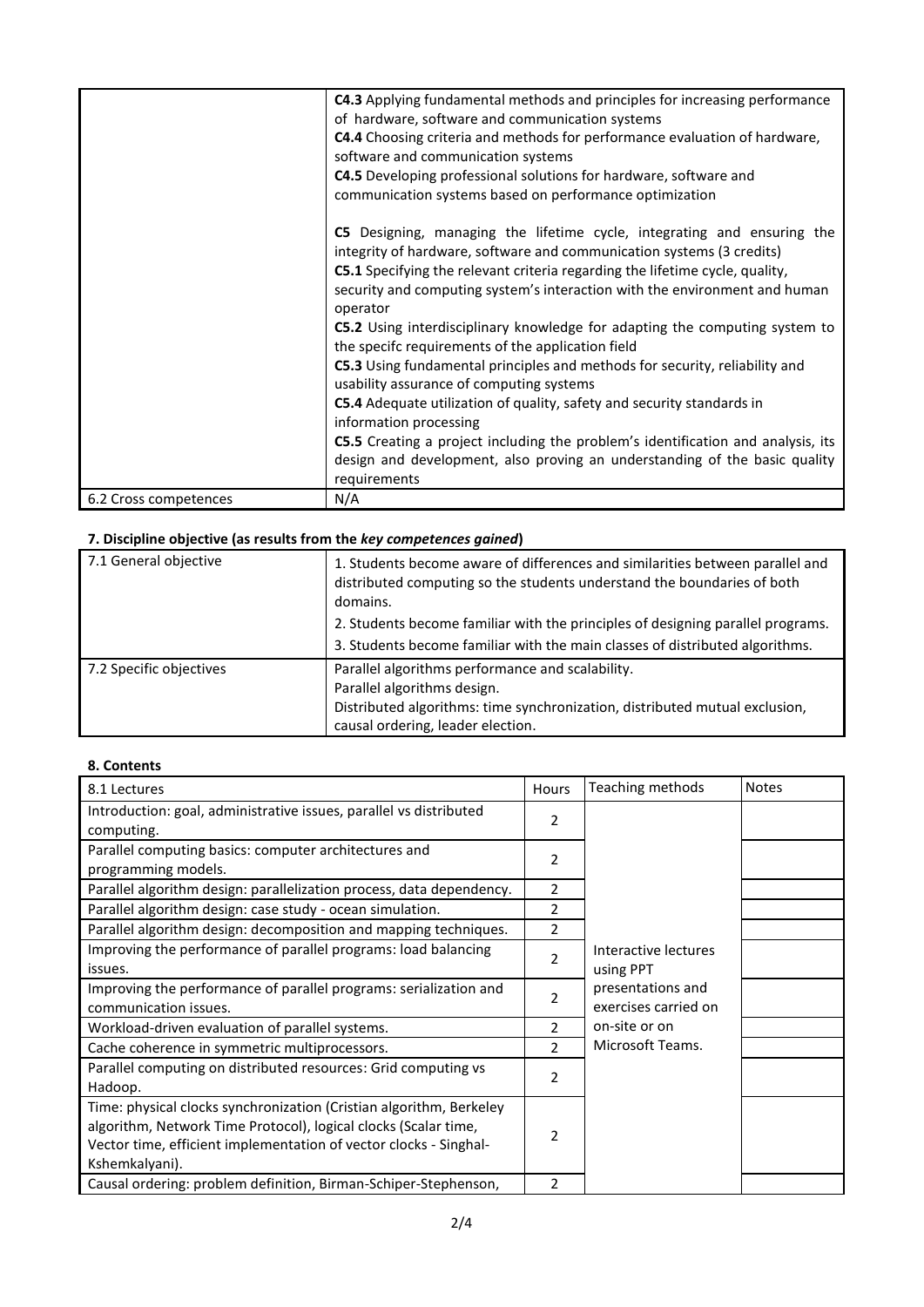| | |
|---|---|
| | **C4.3** Applying fundamental methods and principles for increasing performance of hardware, software and communication systems<br>**C4.4** Choosing criteria and methods for performance evaluation of hardware, software and communication systems<br>**C4.5** Developing professional solutions for hardware, software and communication systems based on performance optimization<br><br>**C5** Designing, managing the lifetime cycle, integrating and ensuring the integrity of hardware, software and communication systems (3 credits)<br>**C5.1** Specifying the relevant criteria regarding the lifetime cycle, quality, security and computing system's interaction with the environment and human operator<br>**C5.2** Using interdisciplinary knowledge for adapting the computing system to the specifc requirements of the application field<br>**C5.3** Using fundamental principles and methods for security, reliability and usability assurance of computing systems<br>**C5.4** Adequate utilization of quality, safety and security standards in information processing<br>**C5.5** Creating a project including the problem's identification and analysis, its design and development, also proving an understanding of the basic quality requirements |
| 6.2 Cross competences | N/A |

### 7. Discipline objective (as results from the *key competences gained*)

| | |
|---|---|
| 7.1 General objective | 1. Students become aware of differences and similarities between parallel and distributed computing so the students understand the boundaries of both domains.<br>2. Students become familiar with the principles of designing parallel programs.<br>3. Students become familiar with the main classes of distributed algorithms. |
| 7.2 Specific objectives | Parallel algorithms performance and scalability.<br>Parallel algorithms design.<br>Distributed algorithms: time synchronization, distributed mutual exclusion, causal ordering, leader election. |

### 8. Contents

| 8.1 Lectures | Hours | Teaching methods | Notes |
|---|---|---|---|
| Introduction: goal, administrative issues, parallel vs distributed computing. | 2 | Interactive lectures using PPT presentations and exercises carried on on-site or on Microsoft Teams. | |
| Parallel computing basics: computer architectures and programming models. | 2 | | |
| Parallel algorithm design: parallelization process, data dependency. | 2 | | |
| Parallel algorithm design: case study - ocean simulation. | 2 | | |
| Parallel algorithm design: decomposition and mapping techniques. | 2 | | |
| Improving the performance of parallel programs: load balancing issues. | 2 | | |
| Improving the performance of parallel programs: serialization and communication issues. | 2 | | |
| Workload-driven evaluation of parallel systems. | 2 | | |
| Cache coherence in symmetric multiprocessors. | 2 | | |
| Parallel computing on distributed resources: Grid computing vs Hadoop. | 2 | | |
| Time: physical clocks synchronization (Cristian algorithm, Berkeley algorithm, Network Time Protocol), logical clocks (Scalar time, Vector time, efficient implementation of vector clocks - Singhal-Kshemkalyani). | 2 | | |
| Causal ordering: problem definition, Birman-Schiper-Stephenson, | 2 | | |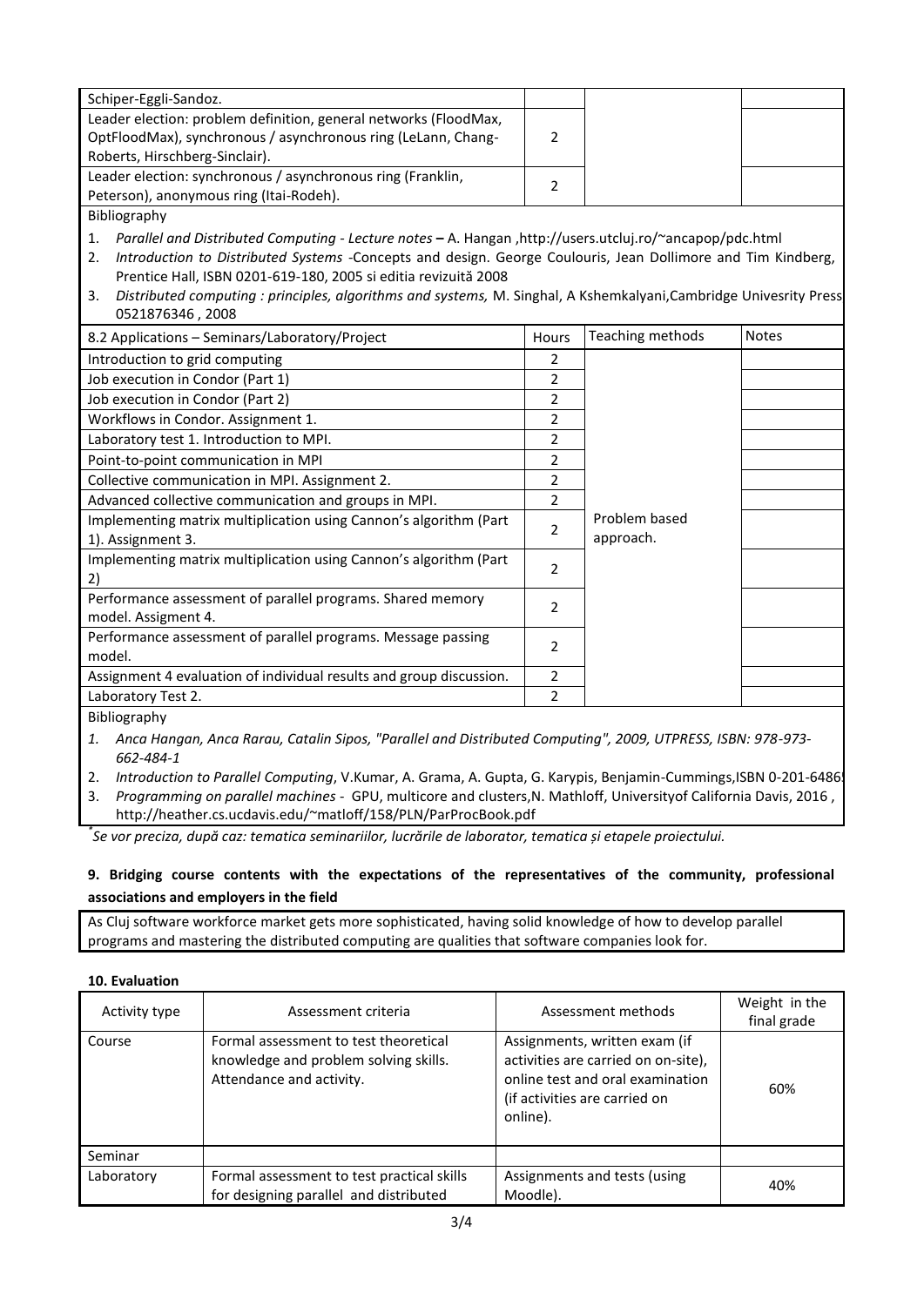| | | | |
|---|---|---|---|
| Schiper-Eggli-Sandoz. | | | |
| Leader election: problem definition, general networks (FloodMax, OptFloodMax), synchronous / asynchronous ring (LeLann, Chang-Roberts, Hirschberg-Sinclair). | 2 | | |
| Leader election: synchronous / asynchronous ring (Franklin, Peterson), anonymous ring (Itai-Rodeh). | 2 | | |

Bibliography

1. *Parallel and Distributed Computing - Lecture notes* **–** A. Hangan ,http://users.utcluj.ro/~ancapop/pdc.html
2. *Introduction to Distributed Systems* -Concepts and design. George Coulouris, Jean Dollimore and Tim Kindberg, Prentice Hall, ISBN 0201-619-180, 2005 si editia revizuită 2008
3. *Distributed computing : principles, algorithms and systems,* M. Singhal, A Kshemkalyani,Cambridge Univesrity Press 0521876346 , 2008

| 8.2 Applications – Seminars/Laboratory/Project | Hours | Teaching methods | Notes |
|---|---|---|---|
| Introduction to grid computing | 2 | Problem based approach. | |
| Job execution in Condor (Part 1) | 2 | | |
| Job execution in Condor (Part 2) | 2 | | |
| Workflows in Condor. Assignment 1. | 2 | | |
| Laboratory test 1. Introduction to MPI. | 2 | | |
| Point-to-point communication in MPI | 2 | | |
| Collective communication in MPI. Assignment 2. | 2 | | |
| Advanced collective communication and groups in MPI. | 2 | | |
| Implementing matrix multiplication using Cannon's algorithm (Part 1). Assignment 3. | 2 | | |
| Implementing matrix multiplication using Cannon's algorithm (Part 2) | 2 | | |
| Performance assessment of parallel programs. Shared memory model. Assigment 4. | 2 | | |
| Performance assessment of parallel programs. Message passing model. | 2 | | |
| Assignment 4 evaluation of individual results and group discussion. | 2 | | |
| Laboratory Test 2. | 2 | | |

Bibliography

1. *Anca Hangan, Anca Rarau, Catalin Sipos, "Parallel and Distributed Computing", 2009, UTPRESS, ISBN: 978-973-662-484-1*
2. *Introduction to Parallel Computing*, V.Kumar, A. Grama, A. Gupta, G. Karypis, Benjamin-Cummings,ISBN 0-201-6486
3. *Programming on parallel machines* - GPU, multicore and clusters,N. Mathloff, Universityof California Davis, 2016 , http://heather.cs.ucdavis.edu/~matloff/158/PLN/ParProcBook.pdf

*Se vor preciza, după caz: tematica seminariilor, lucrările de laborator, tematica și etapele proiectului.*

**9. Bridging course contents with the expectations of the representatives of the community, professional associations and employers in the field**

As Cluj software workforce market gets more sophisticated, having solid knowledge of how to develop parallel programs and mastering the distributed computing are qualities that software companies look for.

**10. Evaluation**

| Activity type | Assessment criteria | Assessment methods | Weight in the final grade |
|---|---|---|---|
| Course | Formal assessment to test theoretical knowledge and problem solving skills. Attendance and activity. | Assignments, written exam (if activities are carried on on-site), online test and oral examination (if activities are carried on online). | 60% |
| Seminar | | | |
| Laboratory | Formal assessment to test practical skills for designing parallel and distributed | Assignments and tests (using Moodle). | 40% |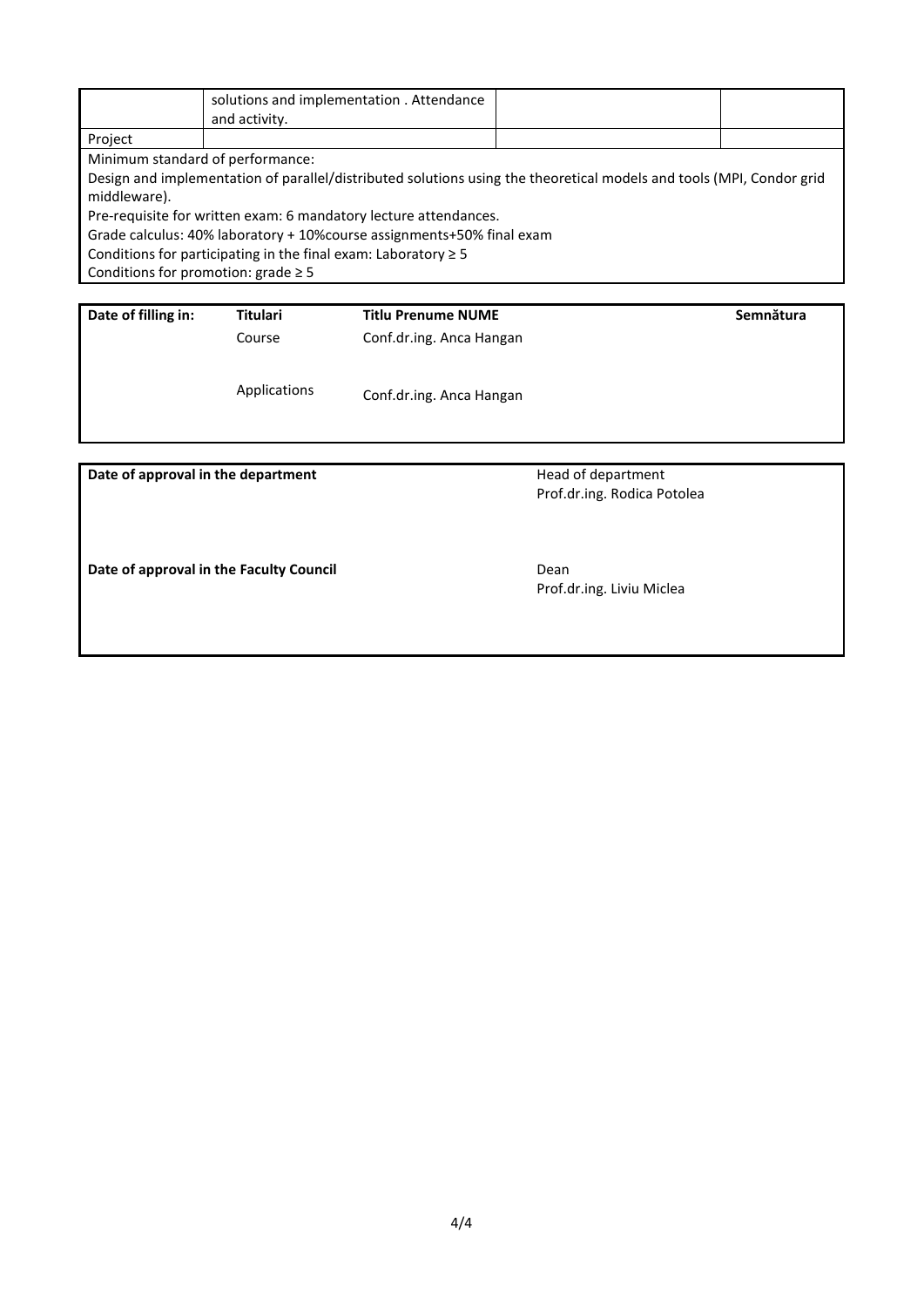| | | | |
|---|---|---|---|
| | solutions and implementation . Attendance and activity. | | |
| Project | | | |

Minimum standard of performance:
Design and implementation of parallel/distributed solutions using the theoretical models and tools (MPI, Condor grid middleware).
Pre-requisite for written exam: 6 mandatory lecture attendances.
Grade calculus: 40% laboratory + 10%course assignments+50% final exam
Conditions for participating in the final exam: Laboratory ≥ 5
Conditions for promotion: grade ≥ 5

| Date of filling in: | Titulari | Titlu Prenume NUME | Semnătura |
|---|---|---|---|
| | Course | Conf.dr.ing. Anca Hangan | |
| | Applications | Conf.dr.ing. Anca Hangan | |

| | |
|---|---|
| **Date of approval in the department** | Head of department<br>Prof.dr.ing. Rodica Potolea |
| **Date of approval in the Faculty Council** | Dean<br>Prof.dr.ing. Liviu Miclea |